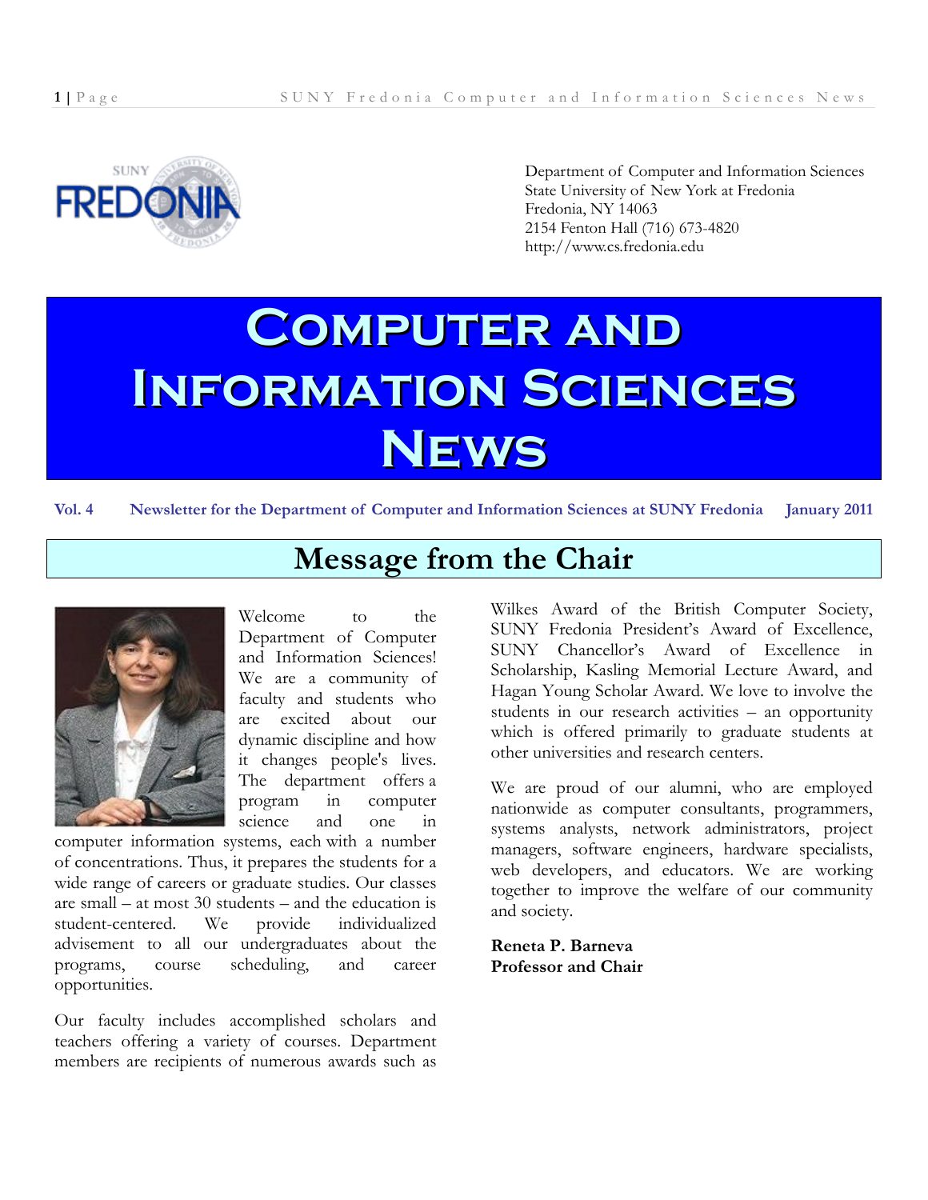Department of Computer and Information Sciences
State University of New York at Fredonia
Fredonia, NY 14063
2154 Fenton Hall (716) 673-4820
http://www.cs.fredonia.edu

# Computer and Information Sciences News

**Vol. 4 Newsletter for the Department of Computer and Information Sciences at SUNY Fredonia January 2011**

## Message from the Chair

Welcome to the Department of Computer and Information Sciences! We are a community of faculty and students who are excited about our dynamic discipline and how it changes people's lives. The department offers a program in computer science and one in computer information systems, each with a number of concentrations. Thus, it prepares the students for a wide range of careers or graduate studies. Our classes are small – at most 30 students – and the education is student-centered. We provide individualized advisement to all our undergraduates about the programs, course scheduling, and career opportunities.

Our faculty includes accomplished scholars and teachers offering a variety of courses. Department members are recipients of numerous awards such as Wilkes Award of the British Computer Society, SUNY Fredonia President's Award of Excellence, SUNY Chancellor's Award of Excellence in Scholarship, Kasling Memorial Lecture Award, and Hagan Young Scholar Award. We love to involve the students in our research activities – an opportunity which is offered primarily to graduate students at other universities and research centers.

We are proud of our alumni, who are employed nationwide as computer consultants, programmers, systems analysts, network administrators, project managers, software engineers, hardware specialists, web developers, and educators. We are working together to improve the welfare of our community and society.

**Reneta P. Barneva**
**Professor and Chair**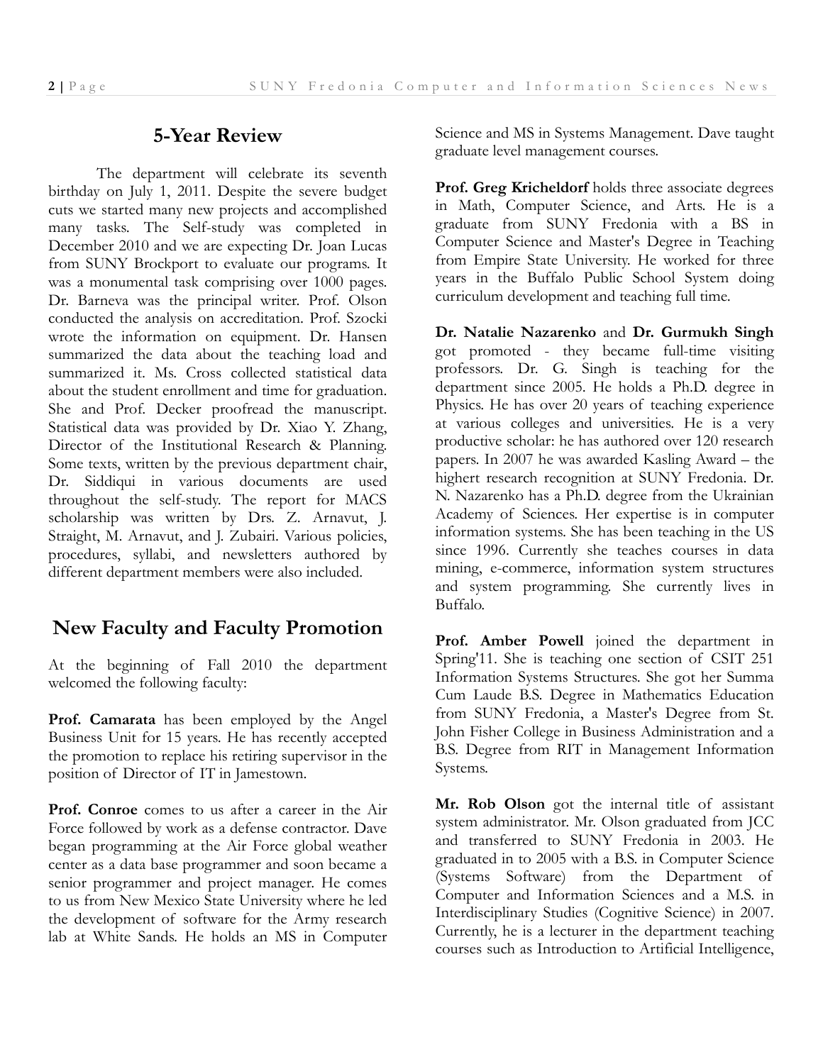## 5-Year Review

The department will celebrate its seventh birthday on July 1, 2011. Despite the severe budget cuts we started many new projects and accomplished many tasks. The Self-study was completed in December 2010 and we are expecting Dr. Joan Lucas from SUNY Brockport to evaluate our programs. It was a monumental task comprising over 1000 pages. Dr. Barneva was the principal writer. Prof. Olson conducted the analysis on accreditation. Prof. Szocki wrote the information on equipment. Dr. Hansen summarized the data about the teaching load and summarized it. Ms. Cross collected statistical data about the student enrollment and time for graduation. She and Prof. Decker proofread the manuscript. Statistical data was provided by Dr. Xiao Y. Zhang, Director of the Institutional Research & Planning. Some texts, written by the previous department chair, Dr. Siddiqui in various documents are used throughout the self-study. The report for MACS scholarship was written by Drs. Z. Arnavut, J. Straight, M. Arnavut, and J. Zubairi. Various policies, procedures, syllabi, and newsletters authored by different department members were also included.

## New Faculty and Faculty Promotion

At the beginning of Fall 2010 the department welcomed the following faculty:

**Prof. Camarata** has been employed by the Angel Business Unit for 15 years. He has recently accepted the promotion to replace his retiring supervisor in the position of Director of IT in Jamestown.

**Prof. Conroe** comes to us after a career in the Air Force followed by work as a defense contractor. Dave began programming at the Air Force global weather center as a data base programmer and soon became a senior programmer and project manager. He comes to us from New Mexico State University where he led the development of software for the Army research lab at White Sands. He holds an MS in Computer Science and MS in Systems Management. Dave taught graduate level management courses.

**Prof. Greg Kricheldorf** holds three associate degrees in Math, Computer Science, and Arts. He is a graduate from SUNY Fredonia with a BS in Computer Science and Master's Degree in Teaching from Empire State University. He worked for three years in the Buffalo Public School System doing curriculum development and teaching full time.

**Dr. Natalie Nazarenko** and **Dr. Gurmukh Singh** got promoted - they became full-time visiting professors. Dr. G. Singh is teaching for the department since 2005. He holds a Ph.D. degree in Physics. He has over 20 years of teaching experience at various colleges and universities. He is a very productive scholar: he has authored over 120 research papers. In 2007 he was awarded Kasling Award – the highert research recognition at SUNY Fredonia. Dr. N. Nazarenko has a Ph.D. degree from the Ukrainian Academy of Sciences. Her expertise is in computer information systems. She has been teaching in the US since 1996. Currently she teaches courses in data mining, e-commerce, information system structures and system programming. She currently lives in Buffalo.

**Prof. Amber Powell** joined the department in Spring'11. She is teaching one section of CSIT 251 Information Systems Structures. She got her Summa Cum Laude B.S. Degree in Mathematics Education from SUNY Fredonia, a Master's Degree from St. John Fisher College in Business Administration and a B.S. Degree from RIT in Management Information Systems.

**Mr. Rob Olson** got the internal title of assistant system administrator. Mr. Olson graduated from JCC and transferred to SUNY Fredonia in 2003. He graduated in to 2005 with a B.S. in Computer Science (Systems Software) from the Department of Computer and Information Sciences and a M.S. in Interdisciplinary Studies (Cognitive Science) in 2007. Currently, he is a lecturer in the department teaching courses such as Introduction to Artificial Intelligence,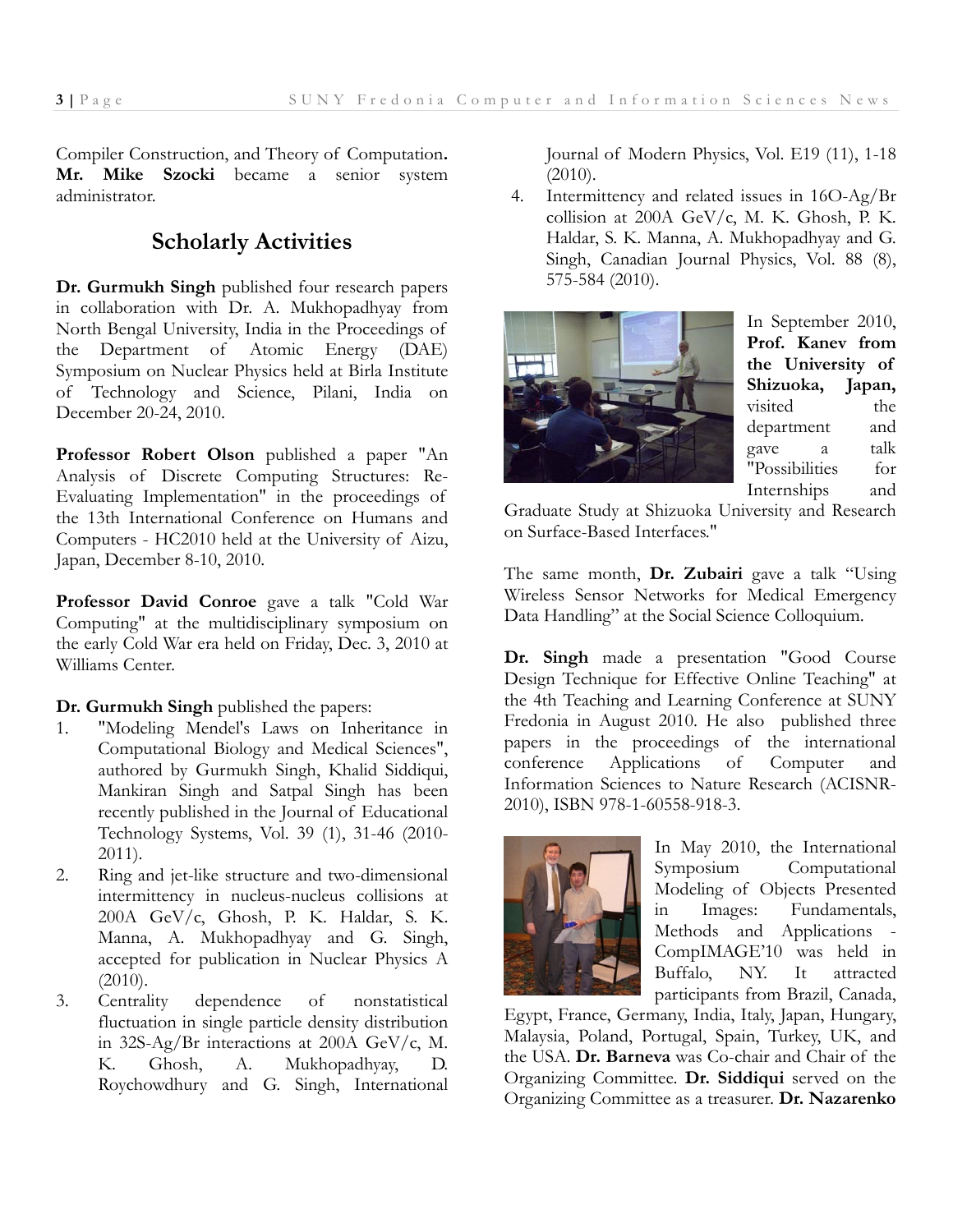Compiler Construction, and Theory of Computation**.** **Mr. Mike Szocki** became a senior system administrator.

## Scholarly Activities

**Dr. Gurmukh Singh** published four research papers in collaboration with Dr. A. Mukhopadhyay from North Bengal University, India in the Proceedings of the Department of Atomic Energy (DAE) Symposium on Nuclear Physics held at Birla Institute of Technology and Science, Pilani, India on December 20-24, 2010.

**Professor Robert Olson** published a paper "An Analysis of Discrete Computing Structures: Re-Evaluating Implementation" in the proceedings of the 13th International Conference on Humans and Computers - HC2010 held at the University of Aizu, Japan, December 8-10, 2010.

**Professor David Conroe** gave a talk "Cold War Computing" at the multidisciplinary symposium on the early Cold War era held on Friday, Dec. 3, 2010 at Williams Center.

**Dr. Gurmukh Singh** published the papers:

1. "Modeling Mendel's Laws on Inheritance in Computational Biology and Medical Sciences", authored by Gurmukh Singh, Khalid Siddiqui, Mankiran Singh and Satpal Singh has been recently published in the Journal of Educational Technology Systems, Vol. 39 (1), 31-46 (2010-2011).
2. Ring and jet-like structure and two-dimensional intermittency in nucleus-nucleus collisions at 200A GeV/c, Ghosh, P. K. Haldar, S. K. Manna, A. Mukhopadhyay and G. Singh, accepted for publication in Nuclear Physics A (2010).
3. Centrality dependence of nonstatistical fluctuation in single particle density distribution in 32S-Ag/Br interactions at 200A GeV/c, M. K. Ghosh, A. Mukhopadhyay, D. Roychowdhury and G. Singh, International Journal of Modern Physics, Vol. E19 (11), 1-18 (2010).
4. Intermittency and related issues in 16O-Ag/Br collision at 200A GeV/c, M. K. Ghosh, P. K. Haldar, S. K. Manna, A. Mukhopadhyay and G. Singh, Canadian Journal Physics, Vol. 88 (8), 575-584 (2010).

In September 2010, **Prof. Kanev from the University of Shizuoka, Japan,** visited the department and gave a talk "Possibilities for Internships and Graduate Study at Shizuoka University and Research on Surface-Based Interfaces."

The same month, **Dr. Zubairi** gave a talk "Using Wireless Sensor Networks for Medical Emergency Data Handling" at the Social Science Colloquium.

**Dr. Singh** made a presentation "Good Course Design Technique for Effective Online Teaching" at the 4th Teaching and Learning Conference at SUNY Fredonia in August 2010. He also published three papers in the proceedings of the international conference Applications of Computer and Information Sciences to Nature Research (ACISNR-2010), ISBN 978-1-60558-918-3.

In May 2010, the International Symposium Computational Modeling of Objects Presented in Images: Fundamentals, Methods and Applications - CompIMAGE'10 was held in Buffalo, NY. It attracted participants from Brazil, Canada, Egypt, France, Germany, India, Italy, Japan, Hungary, Malaysia, Poland, Portugal, Spain, Turkey, UK, and the USA. **Dr. Barneva** was Co-chair and Chair of the Organizing Committee. **Dr. Siddiqui** served on the Organizing Committee as a treasurer. **Dr. Nazarenko**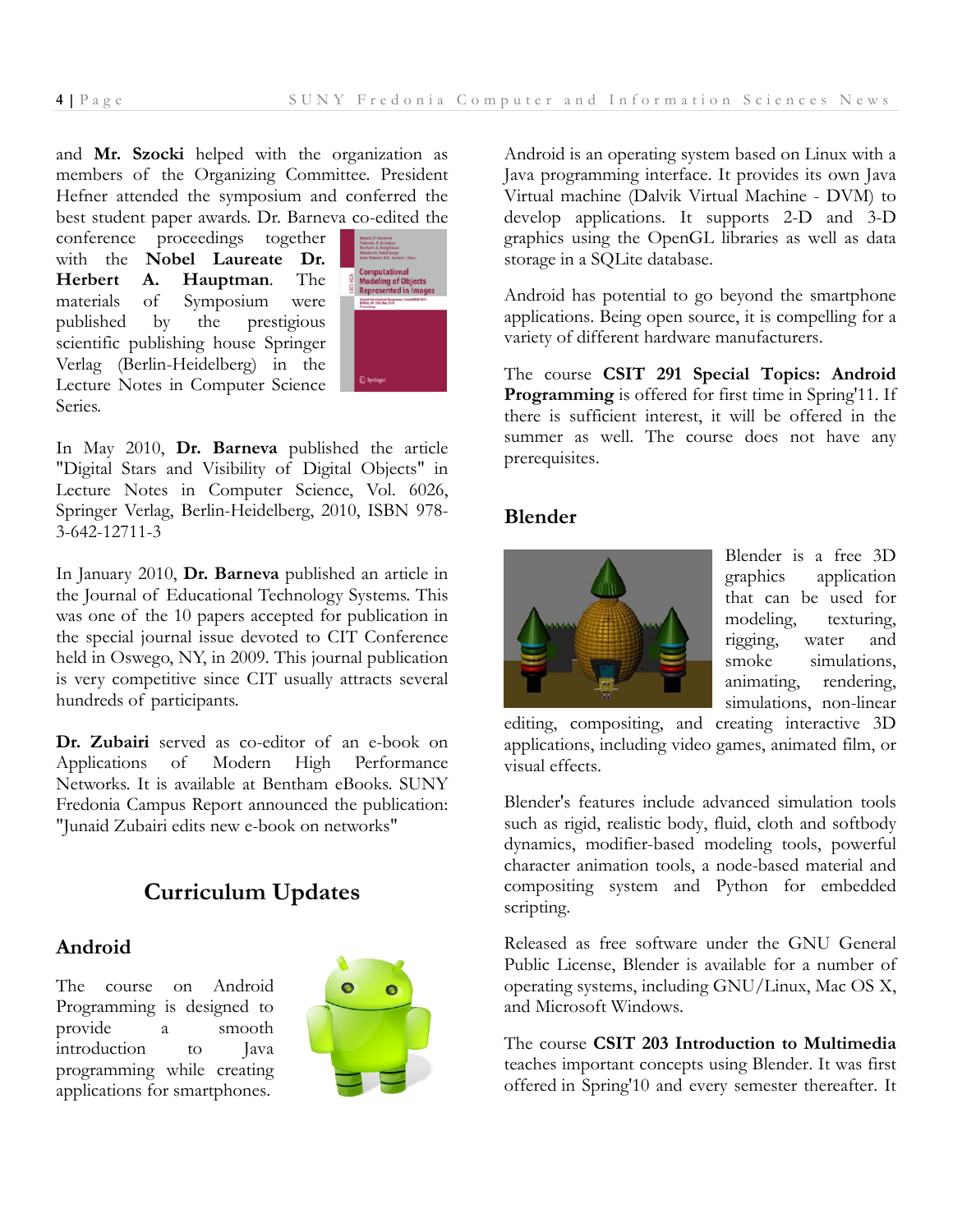and **Mr. Szocki** helped with the organization as members of the Organizing Committee. President Hefner attended the symposium and conferred the best student paper awards. Dr. Barneva co-edited the conference proceedings together with the **Nobel Laureate Dr. Herbert A. Hauptman**. The materials of Symposium were published by the prestigious scientific publishing house Springer Verlag (Berlin-Heidelberg) in the Lecture Notes in Computer Science Series.

In May 2010, **Dr. Barneva** published the article "Digital Stars and Visibility of Digital Objects" in Lecture Notes in Computer Science, Vol. 6026, Springer Verlag, Berlin-Heidelberg, 2010, ISBN 978-3-642-12711-3

In January 2010, **Dr. Barneva** published an article in the Journal of Educational Technology Systems. This was one of the 10 papers accepted for publication in the special journal issue devoted to CIT Conference held in Oswego, NY, in 2009. This journal publication is very competitive since CIT usually attracts several hundreds of participants.

**Dr. Zubairi** served as co-editor of an e-book on Applications of Modern High Performance Networks. It is available at Bentham eBooks. SUNY Fredonia Campus Report announced the publication: "Junaid Zubairi edits new e-book on networks"

## Curriculum Updates

### Android

The course on Android Programming is designed to provide a smooth introduction to Java programming while creating applications for smartphones.

Android is an operating system based on Linux with a Java programming interface. It provides its own Java Virtual machine (Dalvik Virtual Machine - DVM) to develop applications. It supports 2-D and 3-D graphics using the OpenGL libraries as well as data storage in a SQLite database.

Android has potential to go beyond the smartphone applications. Being open source, it is compelling for a variety of different hardware manufacturers.

The course **CSIT 291 Special Topics: Android Programming** is offered for first time in Spring'11. If there is sufficient interest, it will be offered in the summer as well. The course does not have any prerequisites.

### Blender

Blender is a free 3D graphics application that can be used for modeling, texturing, rigging, water and smoke simulations, animating, rendering, simulations, non-linear editing, compositing, and creating interactive 3D applications, including video games, animated film, or visual effects.

Blender's features include advanced simulation tools such as rigid, realistic body, fluid, cloth and softbody dynamics, modifier-based modeling tools, powerful character animation tools, a node-based material and compositing system and Python for embedded scripting.

Released as free software under the GNU General Public License, Blender is available for a number of operating systems, including GNU/Linux, Mac OS X, and Microsoft Windows.

The course **CSIT 203 Introduction to Multimedia** teaches important concepts using Blender. It was first offered in Spring'10 and every semester thereafter. It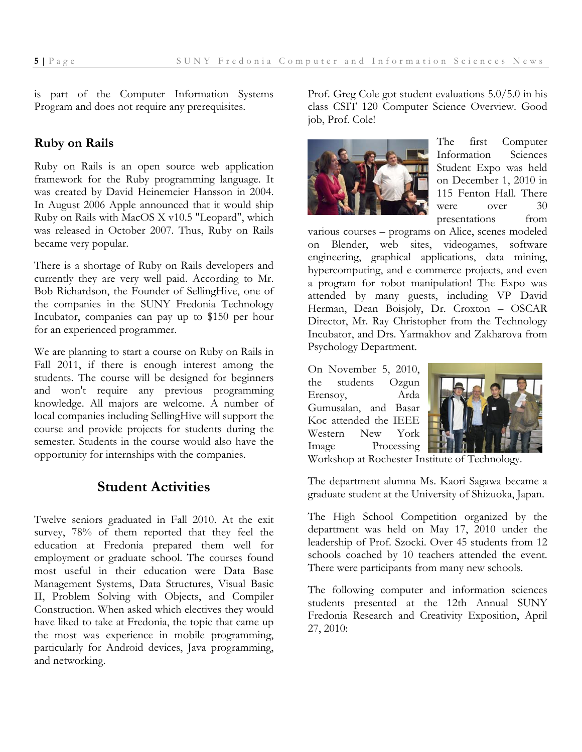is part of the Computer Information Systems Program and does not require any prerequisites.

### Ruby on Rails

Ruby on Rails is an open source web application framework for the Ruby programming language. It was created by David Heinemeier Hansson in 2004. In August 2006 Apple announced that it would ship Ruby on Rails with MacOS X v10.5 "Leopard", which was released in October 2007. Thus, Ruby on Rails became very popular.

There is a shortage of Ruby on Rails developers and currently they are very well paid. According to Mr. Bob Richardson, the Founder of SellingHive, one of the companies in the SUNY Fredonia Technology Incubator, companies can pay up to $150 per hour for an experienced programmer.

We are planning to start a course on Ruby on Rails in Fall 2011, if there is enough interest among the students. The course will be designed for beginners and won't require any previous programming knowledge. All majors are welcome. A number of local companies including SellingHive will support the course and provide projects for students during the semester. Students in the course would also have the opportunity for internships with the companies.

## Student Activities

Twelve seniors graduated in Fall 2010. At the exit survey, 78% of them reported that they feel the education at Fredonia prepared them well for employment or graduate school. The courses found most useful in their education were Data Base Management Systems, Data Structures, Visual Basic II, Problem Solving with Objects, and Compiler Construction. When asked which electives they would have liked to take at Fredonia, the topic that came up the most was experience in mobile programming, particularly for Android devices, Java programming, and networking.

Prof. Greg Cole got student evaluations 5.0/5.0 in his class CSIT 120 Computer Science Overview. Good job, Prof. Cole!

The first Computer Information Sciences Student Expo was held on December 1, 2010 in 115 Fenton Hall. There were over 30 presentations from various courses – programs on Alice, scenes modeled on Blender, web sites, videogames, software engineering, graphical applications, data mining, hypercomputing, and e-commerce projects, and even a program for robot manipulation! The Expo was attended by many guests, including VP David Herman, Dean Boisjoly, Dr. Croxton – OSCAR Director, Mr. Ray Christopher from the Technology Incubator, and Drs. Yarmakhov and Zakharova from Psychology Department.

On November 5, 2010, the students Ozgun Erensoy, Arda Gumusalan, and Basar Koc attended the IEEE Western New York Image Processing Workshop at Rochester Institute of Technology.

The department alumna Ms. Kaori Sagawa became a graduate student at the University of Shizuoka, Japan.

The High School Competition organized by the department was held on May 17, 2010 under the leadership of Prof. Szocki. Over 45 students from 12 schools coached by 10 teachers attended the event. There were participants from many new schools.

The following computer and information sciences students presented at the 12th Annual SUNY Fredonia Research and Creativity Exposition, April 27, 2010: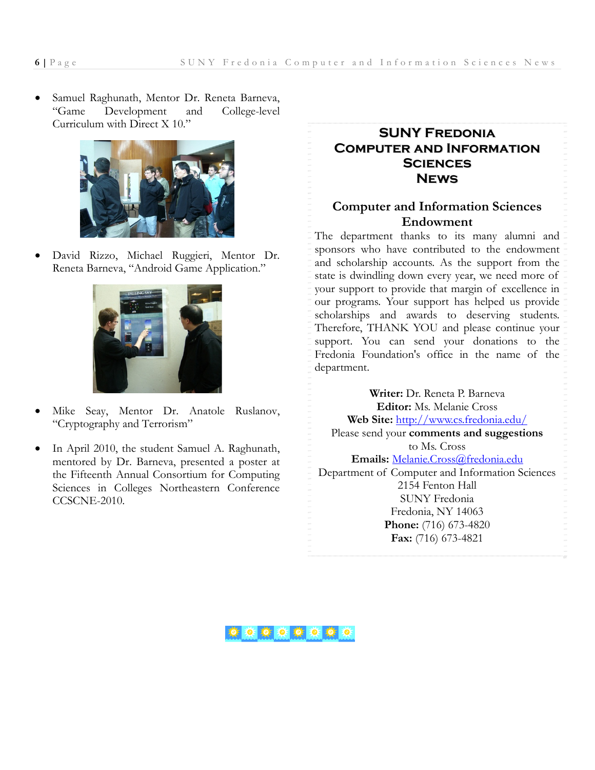- Samuel Raghunath, Mentor Dr. Reneta Barneva, "Game Development and College-level Curriculum with Direct X 10."

- David Rizzo, Michael Ruggieri, Mentor Dr. Reneta Barneva, "Android Game Application."

- Mike Seay, Mentor Dr. Anatole Ruslanov, "Cryptography and Terrorism"

- In April 2010, the student Samuel A. Raghunath, mentored by Dr. Barneva, presented a poster at the Fifteenth Annual Consortium for Computing Sciences in Colleges Northeastern Conference CCSCNE-2010.

# SUNY Fredonia Computer and Information Sciences News

## Computer and Information Sciences Endowment

The department thanks to its many alumni and sponsors who have contributed to the endowment and scholarship accounts. As the support from the state is dwindling down every year, we need more of your support to provide that margin of excellence in our programs. Your support has helped us provide scholarships and awards to deserving students. Therefore, THANK YOU and please continue your support. You can send your donations to the Fredonia Foundation's office in the name of the department.

**Writer:** Dr. Reneta P. Barneva
**Editor:** Ms. Melanie Cross
**Web Site:** http://www.cs.fredonia.edu/
Please send your **comments and suggestions** to Ms. Cross
**Emails:** Melanie.Cross@fredonia.edu
Department of Computer and Information Sciences
2154 Fenton Hall
SUNY Fredonia
Fredonia, NY 14063
**Phone:** (716) 673-4820
**Fax:** (716) 673-4821